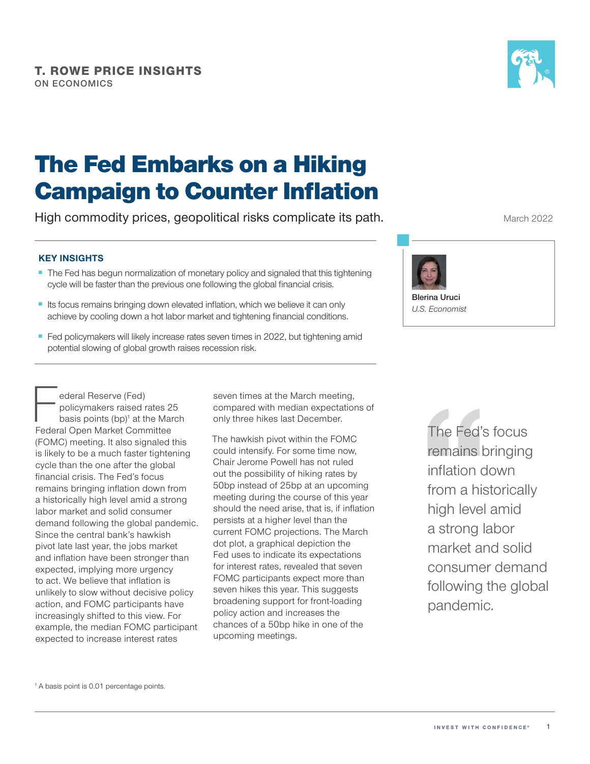T. ROWE PRICE INSIGHTS
ON ECONOMICS

# The Fed Embarks on a Hiking Campaign to Counter Inflation

High commodity prices, geopolitical risks complicate its path.

March 2022

**Blerina Uruci**
*U.S. Economist*

### KEY INSIGHTS

- The Fed has begun normalization of monetary policy and signaled that this tightening cycle will be faster than the previous one following the global financial crisis.
- Its focus remains bringing down elevated inflation, which we believe it can only achieve by cooling down a hot labor market and tightening financial conditions.
- Fed policymakers will likely increase rates seven times in 2022, but tightening amid potential slowing of global growth raises recession risk.

Federal Reserve (Fed) policymakers raised rates 25 basis points (bp)[1] at the March Federal Open Market Committee (FOMC) meeting. It also signaled this is likely to be a much faster tightening cycle than the one after the global financial crisis. The Fed's focus remains bringing inflation down from a historically high level amid a strong labor market and solid consumer demand following the global pandemic. Since the central bank's hawkish pivot late last year, the jobs market and inflation have been stronger than expected, implying more urgency to act. We believe that inflation is unlikely to slow without decisive policy action, and FOMC participants have increasingly shifted to this view. For example, the median FOMC participant expected to increase interest rates seven times at the March meeting, compared with median expectations of only three hikes last December.

The hawkish pivot within the FOMC could intensify. For some time now, Chair Jerome Powell has not ruled out the possibility of hiking rates by 50bp instead of 25bp at an upcoming meeting during the course of this year should the need arise, that is, if inflation persists at a higher level than the current FOMC projections. The March dot plot, a graphical depiction the Fed uses to indicate its expectations for interest rates, revealed that seven FOMC participants expect more than seven hikes this year. This suggests broadening support for front-loading policy action and increases the chances of a 50bp hike in one of the upcoming meetings.

> The Fed's focus remains bringing inflation down from a historically high level amid a strong labor market and solid consumer demand following the global pandemic.

[1] A basis point is 0.01 percentage points.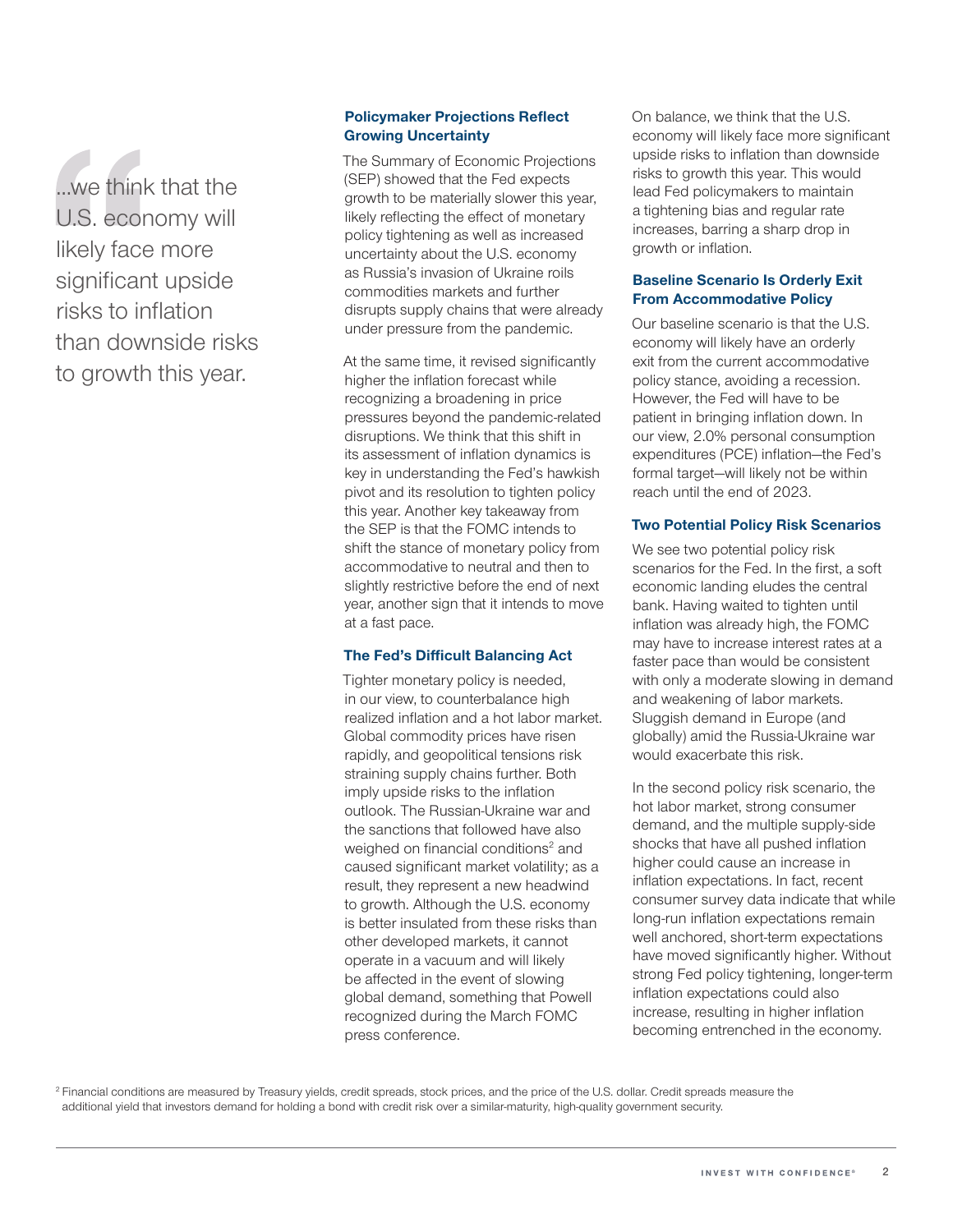> ...we think that the U.S. economy will likely face more significant upside risks to inflation than downside risks to growth this year.

### Policymaker Projections Reflect Growing Uncertainty

The Summary of Economic Projections (SEP) showed that the Fed expects growth to be materially slower this year, likely reflecting the effect of monetary policy tightening as well as increased uncertainty about the U.S. economy as Russia's invasion of Ukraine roils commodities markets and further disrupts supply chains that were already under pressure from the pandemic.

At the same time, it revised significantly higher the inflation forecast while recognizing a broadening in price pressures beyond the pandemic-related disruptions. We think that this shift in its assessment of inflation dynamics is key in understanding the Fed's hawkish pivot and its resolution to tighten policy this year. Another key takeaway from the SEP is that the FOMC intends to shift the stance of monetary policy from accommodative to neutral and then to slightly restrictive before the end of next year, another sign that it intends to move at a fast pace.

### The Fed's Difficult Balancing Act

Tighter monetary policy is needed, in our view, to counterbalance high realized inflation and a hot labor market. Global commodity prices have risen rapidly, and geopolitical tensions risk straining supply chains further. Both imply upside risks to the inflation outlook. The Russian-Ukraine war and the sanctions that followed have also weighed on financial conditions[2] and caused significant market volatility; as a result, they represent a new headwind to growth. Although the U.S. economy is better insulated from these risks than other developed markets, it cannot operate in a vacuum and will likely be affected in the event of slowing global demand, something that Powell recognized during the March FOMC press conference.

On balance, we think that the U.S. economy will likely face more significant upside risks to inflation than downside risks to growth this year. This would lead Fed policymakers to maintain a tightening bias and regular rate increases, barring a sharp drop in growth or inflation.

### Baseline Scenario Is Orderly Exit From Accommodative Policy

Our baseline scenario is that the U.S. economy will likely have an orderly exit from the current accommodative policy stance, avoiding a recession. However, the Fed will have to be patient in bringing inflation down. In our view, 2.0% personal consumption expenditures (PCE) inflation—the Fed's formal target—will likely not be within reach until the end of 2023.

### Two Potential Policy Risk Scenarios

We see two potential policy risk scenarios for the Fed. In the first, a soft economic landing eludes the central bank. Having waited to tighten until inflation was already high, the FOMC may have to increase interest rates at a faster pace than would be consistent with only a moderate slowing in demand and weakening of labor markets. Sluggish demand in Europe (and globally) amid the Russia-Ukraine war would exacerbate this risk.

In the second policy risk scenario, the hot labor market, strong consumer demand, and the multiple supply-side shocks that have all pushed inflation higher could cause an increase in inflation expectations. In fact, recent consumer survey data indicate that while long-run inflation expectations remain well anchored, short-term expectations have moved significantly higher. Without strong Fed policy tightening, longer-term inflation expectations could also increase, resulting in higher inflation becoming entrenched in the economy.

[2] Financial conditions are measured by Treasury yields, credit spreads, stock prices, and the price of the U.S. dollar. Credit spreads measure the additional yield that investors demand for holding a bond with credit risk over a similar-maturity, high-quality government security.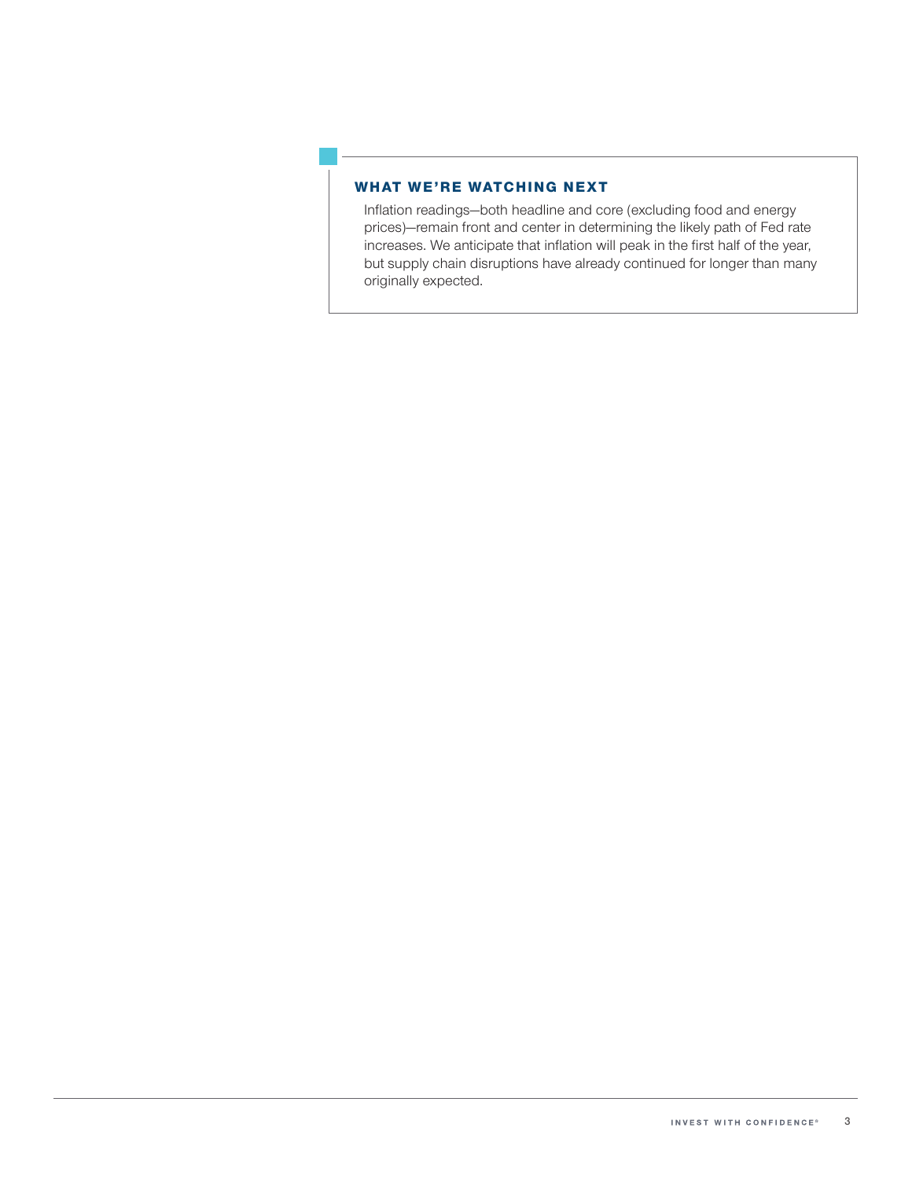### WHAT WE'RE WATCHING NEXT

Inflation readings—both headline and core (excluding food and energy prices)—remain front and center in determining the likely path of Fed rate increases. We anticipate that inflation will peak in the first half of the year, but supply chain disruptions have already continued for longer than many originally expected.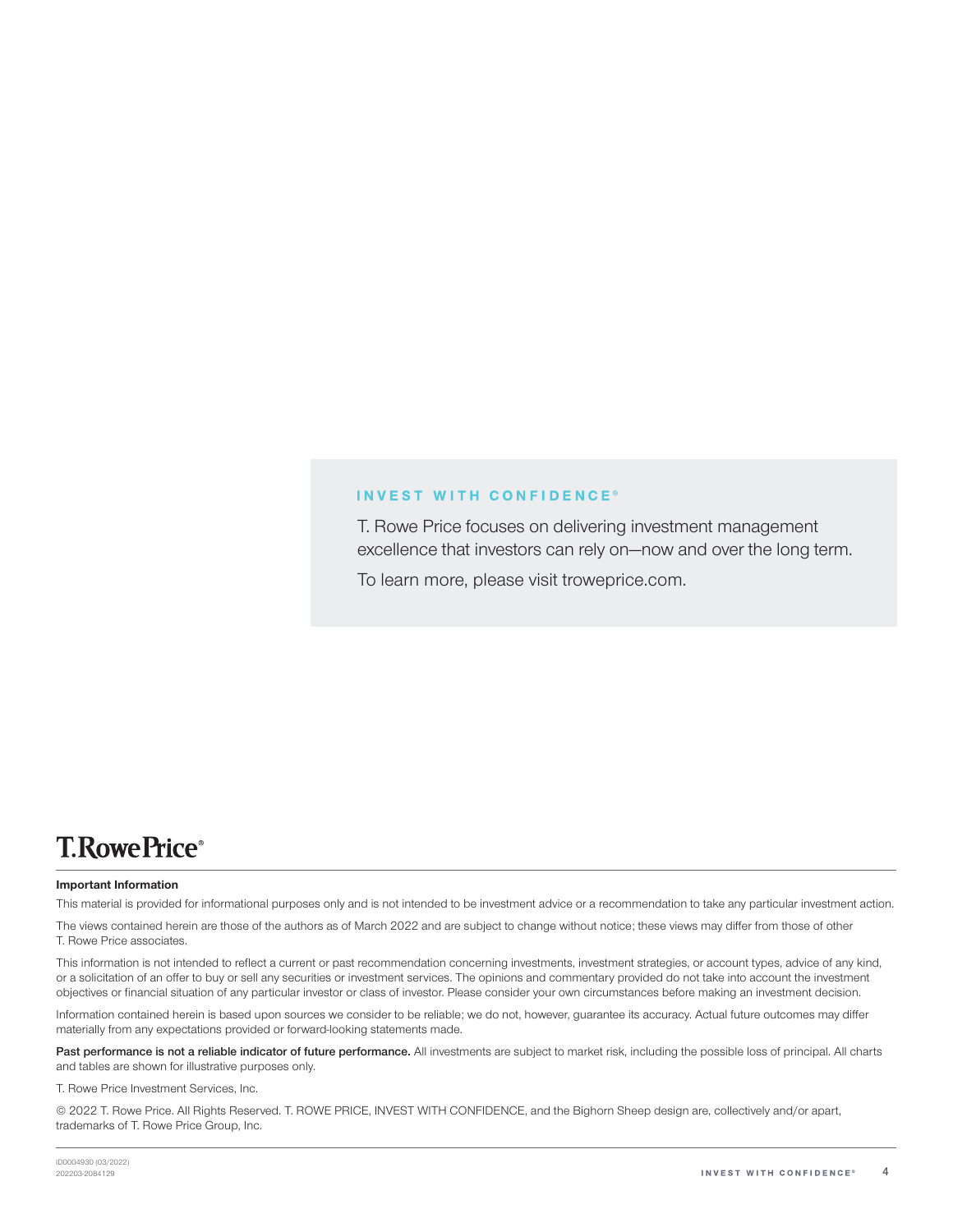**INVEST WITH CONFIDENCE®**

T. Rowe Price focuses on delivering investment management excellence that investors can rely on—now and over the long term.

To learn more, please visit troweprice.com.

T. Rowe Price®

**Important Information**

This material is provided for informational purposes only and is not intended to be investment advice or a recommendation to take any particular investment action.

The views contained herein are those of the authors as of March 2022 and are subject to change without notice; these views may differ from those of other T. Rowe Price associates.

This information is not intended to reflect a current or past recommendation concerning investments, investment strategies, or account types, advice of any kind, or a solicitation of an offer to buy or sell any securities or investment services. The opinions and commentary provided do not take into account the investment objectives or financial situation of any particular investor or class of investor. Please consider your own circumstances before making an investment decision.

Information contained herein is based upon sources we consider to be reliable; we do not, however, guarantee its accuracy. Actual future outcomes may differ materially from any expectations provided or forward-looking statements made.

**Past performance is not a reliable indicator of future performance.** All investments are subject to market risk, including the possible loss of principal. All charts and tables are shown for illustrative purposes only.

T. Rowe Price Investment Services, Inc.

© 2022 T. Rowe Price. All Rights Reserved. T. ROWE PRICE, INVEST WITH CONFIDENCE, and the Bighorn Sheep design are, collectively and/or apart, trademarks of T. Rowe Price Group, Inc.

ID0004930 (03/2022)
202203-2084129